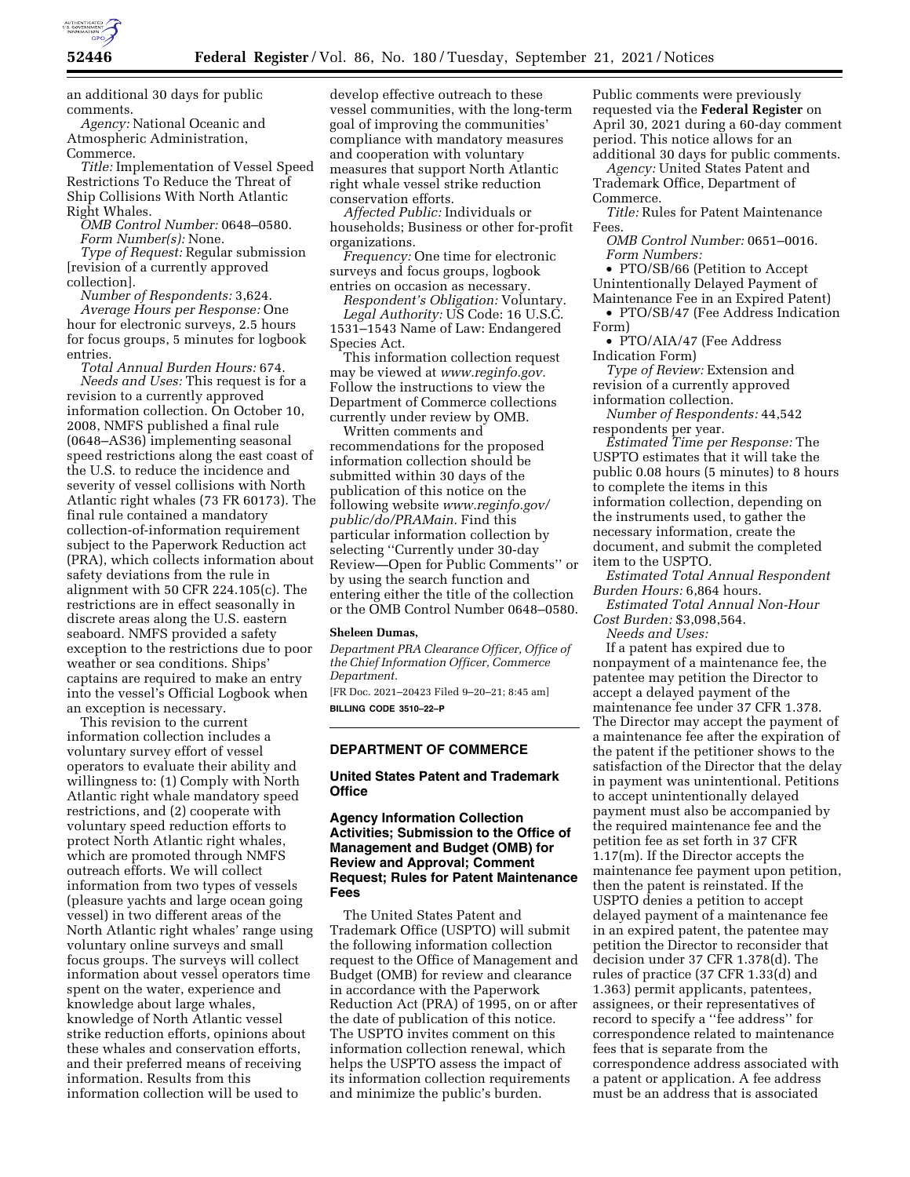an additional 30 days for public comments.

*Agency:* National Oceanic and Atmospheric Administration, Commerce.

*Title:* Implementation of Vessel Speed Restrictions To Reduce the Threat of Ship Collisions With North Atlantic Right Whales.

*OMB Control Number:* 0648–0580.

*Form Number(s):* None.

*Type of Request:* Regular submission [revision of a currently approved collection].

*Number of Respondents:* 3,624.

*Average Hours per Response:* One hour for electronic surveys, 2.5 hours for focus groups, 5 minutes for logbook entries.

*Total Annual Burden Hours:* 674.

*Needs and Uses:* This request is for a revision to a currently approved information collection. On October 10, 2008, NMFS published a final rule (0648–AS36) implementing seasonal speed restrictions along the east coast of the U.S. to reduce the incidence and severity of vessel collisions with North Atlantic right whales (73 FR 60173). The final rule contained a mandatory collection-of-information requirement subject to the Paperwork Reduction act (PRA), which collects information about safety deviations from the rule in alignment with 50 CFR 224.105(c). The restrictions are in effect seasonally in discrete areas along the U.S. eastern seaboard. NMFS provided a safety exception to the restrictions due to poor weather or sea conditions. Ships' captains are required to make an entry into the vessel's Official Logbook when an exception is necessary.

This revision to the current information collection includes a voluntary survey effort of vessel operators to evaluate their ability and willingness to: (1) Comply with North Atlantic right whale mandatory speed restrictions, and (2) cooperate with voluntary speed reduction efforts to protect North Atlantic right whales, which are promoted through NMFS outreach efforts. We will collect information from two types of vessels (pleasure yachts and large ocean going vessel) in two different areas of the North Atlantic right whales' range using voluntary online surveys and small focus groups. The surveys will collect information about vessel operators time spent on the water, experience and knowledge about large whales, knowledge of North Atlantic vessel strike reduction efforts, opinions about these whales and conservation efforts, and their preferred means of receiving information. Results from this information collection will be used to develop effective outreach to these vessel communities, with the long-term goal of improving the communities' compliance with mandatory measures and cooperation with voluntary measures that support North Atlantic right whale vessel strike reduction conservation efforts.

*Affected Public:* Individuals or households; Business or other for-profit organizations.

*Frequency:* One time for electronic surveys and focus groups, logbook entries on occasion as necessary.

*Respondent's Obligation:* Voluntary.

*Legal Authority:* US Code: 16 U.S.C. 1531–1543 Name of Law: Endangered Species Act.

This information collection request may be viewed at *www.reginfo.gov.* Follow the instructions to view the Department of Commerce collections currently under review by OMB.

Written comments and recommendations for the proposed information collection should be submitted within 30 days of the publication of this notice on the following website *www.reginfo.gov/public/do/PRAMain.* Find this particular information collection by selecting ''Currently under 30-day Review—Open for Public Comments'' or by using the search function and entering either the title of the collection or the OMB Control Number 0648–0580.

**Sheleen Dumas,**

*Department PRA Clearance Officer, Office of the Chief Information Officer, Commerce Department.*

[FR Doc. 2021–20423 Filed 9–20–21; 8:45 am]

**BILLING CODE 3510–22–P**

## DEPARTMENT OF COMMERCE

### United States Patent and Trademark Office

### Agency Information Collection Activities; Submission to the Office of Management and Budget (OMB) for Review and Approval; Comment Request; Rules for Patent Maintenance Fees

The United States Patent and Trademark Office (USPTO) will submit the following information collection request to the Office of Management and Budget (OMB) for review and clearance in accordance with the Paperwork Reduction Act (PRA) of 1995, on or after the date of publication of this notice. The USPTO invites comment on this information collection renewal, which helps the USPTO assess the impact of its information collection requirements and minimize the public's burden. Public comments were previously requested via the **Federal Register** on April 30, 2021 during a 60-day comment period. This notice allows for an additional 30 days for public comments.

*Agency:* United States Patent and Trademark Office, Department of Commerce.

*Title:* Rules for Patent Maintenance Fees.

*OMB Control Number:* 0651–0016.

*Form Numbers:*

- PTO/SB/66 (Petition to Accept Unintentionally Delayed Payment of Maintenance Fee in an Expired Patent)
- PTO/SB/47 (Fee Address Indication Form)
- PTO/AIA/47 (Fee Address Indication Form)

*Type of Review:* Extension and revision of a currently approved information collection.

*Number of Respondents:* 44,542 respondents per year.

*Estimated Time per Response:* The USPTO estimates that it will take the public 0.08 hours (5 minutes) to 8 hours to complete the items in this information collection, depending on the instruments used, to gather the necessary information, create the document, and submit the completed item to the USPTO.

*Estimated Total Annual Respondent Burden Hours:* 6,864 hours.

*Estimated Total Annual Non-Hour Cost Burden:* $3,098,564.

*Needs and Uses:*

If a patent has expired due to nonpayment of a maintenance fee, the patentee may petition the Director to accept a delayed payment of the maintenance fee under 37 CFR 1.378. The Director may accept the payment of a maintenance fee after the expiration of the patent if the petitioner shows to the satisfaction of the Director that the delay in payment was unintentional. Petitions to accept unintentionally delayed payment must also be accompanied by the required maintenance fee and the petition fee as set forth in 37 CFR 1.17(m). If the Director accepts the maintenance fee payment upon petition, then the patent is reinstated. If the USPTO denies a petition to accept delayed payment of a maintenance fee in an expired patent, the patentee may petition the Director to reconsider that decision under 37 CFR 1.378(d). The rules of practice (37 CFR 1.33(d) and 1.363) permit applicants, patentees, assignees, or their representatives of record to specify a ''fee address'' for correspondence related to maintenance fees that is separate from the correspondence address associated with a patent or application. A fee address must be an address that is associated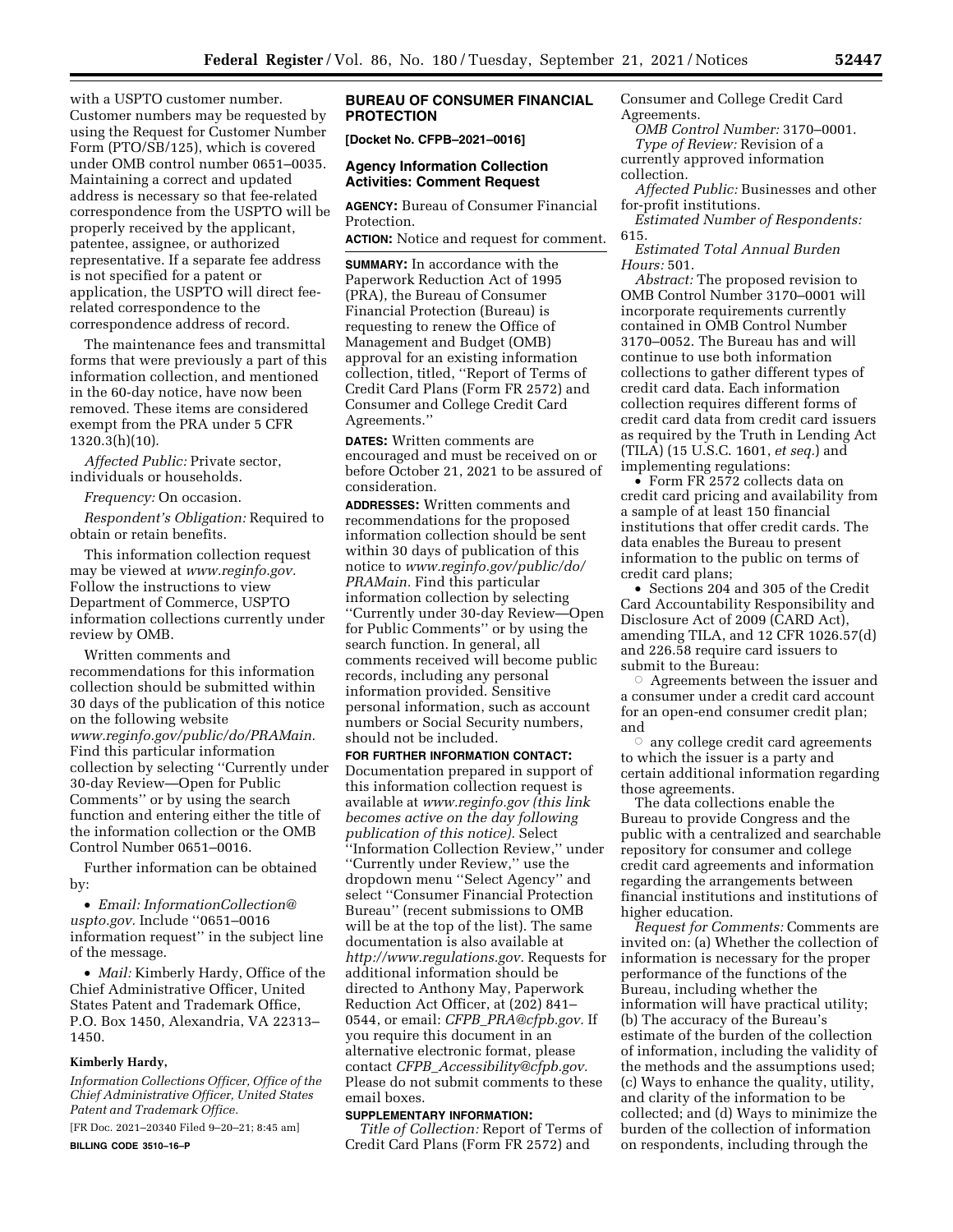with a USPTO customer number. Customer numbers may be requested by using the Request for Customer Number Form (PTO/SB/125), which is covered under OMB control number 0651–0035. Maintaining a correct and updated address is necessary so that fee-related correspondence from the USPTO will be properly received by the applicant, patentee, assignee, or authorized representative. If a separate fee address is not specified for a patent or application, the USPTO will direct fee-related correspondence to the correspondence address of record.

The maintenance fees and transmittal forms that were previously a part of this information collection, and mentioned in the 60-day notice, have now been removed. These items are considered exempt from the PRA under 5 CFR 1320.3(h)(10).

*Affected Public:* Private sector, individuals or households.

*Frequency:* On occasion.

*Respondent's Obligation:* Required to obtain or retain benefits.

This information collection request may be viewed at *www.reginfo.gov.* Follow the instructions to view Department of Commerce, USPTO information collections currently under review by OMB.

Written comments and recommendations for this information collection should be submitted within 30 days of the publication of this notice on the following website *www.reginfo.gov/public/do/PRAMain.* Find this particular information collection by selecting ''Currently under 30-day Review—Open for Public Comments'' or by using the search function and entering either the title of the information collection or the OMB Control Number 0651–0016.

Further information can be obtained by:

- *Email: InformationCollection@uspto.gov.* Include ''0651–0016 information request'' in the subject line of the message.
- *Mail:* Kimberly Hardy, Office of the Chief Administrative Officer, United States Patent and Trademark Office, P.O. Box 1450, Alexandria, VA 22313–1450.

**Kimberly Hardy,**

*Information Collections Officer, Office of the Chief Administrative Officer, United States Patent and Trademark Office.*

[FR Doc. 2021–20340 Filed 9–20–21; 8:45 am]

**BILLING CODE 3510–16–P**

## BUREAU OF CONSUMER FINANCIAL PROTECTION

**[Docket No. CFPB–2021–0016]**

### Agency Information Collection Activities: Comment Request

**AGENCY:** Bureau of Consumer Financial Protection.

**ACTION:** Notice and request for comment.

**SUMMARY:** In accordance with the Paperwork Reduction Act of 1995 (PRA), the Bureau of Consumer Financial Protection (Bureau) is requesting to renew the Office of Management and Budget (OMB) approval for an existing information collection, titled, ''Report of Terms of Credit Card Plans (Form FR 2572) and Consumer and College Credit Card Agreements.''

**DATES:** Written comments are encouraged and must be received on or before October 21, 2021 to be assured of consideration.

**ADDRESSES:** Written comments and recommendations for the proposed information collection should be sent within 30 days of publication of this notice to *www.reginfo.gov/public/do/PRAMain.* Find this particular information collection by selecting ''Currently under 30-day Review—Open for Public Comments'' or by using the search function. In general, all comments received will become public records, including any personal information provided. Sensitive personal information, such as account numbers or Social Security numbers, should not be included.

**FOR FURTHER INFORMATION CONTACT:** Documentation prepared in support of this information collection request is available at *www.reginfo.gov (this link becomes active on the day following publication of this notice).* Select ''Information Collection Review,'' under ''Currently under Review,'' use the dropdown menu ''Select Agency'' and select ''Consumer Financial Protection Bureau'' (recent submissions to OMB will be at the top of the list). The same documentation is also available at *http://www.regulations.gov.* Requests for additional information should be directed to Anthony May, Paperwork Reduction Act Officer, at (202) 841–0544, or email: *CFPB_PRA@cfpb.gov.* If you require this document in an alternative electronic format, please contact *CFPB_Accessibility@cfpb.gov.* Please do not submit comments to these email boxes.

**SUPPLEMENTARY INFORMATION:**

*Title of Collection:* Report of Terms of Credit Card Plans (Form FR 2572) and Consumer and College Credit Card Agreements.

*OMB Control Number:* 3170–0001.

*Type of Review:* Revision of a currently approved information collection.

*Affected Public:* Businesses and other for-profit institutions.

*Estimated Number of Respondents:* 615.

*Estimated Total Annual Burden Hours:* 501.

*Abstract:* The proposed revision to OMB Control Number 3170–0001 will incorporate requirements currently contained in OMB Control Number 3170–0052. The Bureau has and will continue to use both information collections to gather different types of credit card data. Each information collection requires different forms of credit card data from credit card issuers as required by the Truth in Lending Act (TILA) (15 U.S.C. 1601, *et seq.*) and implementing regulations:

- Form FR 2572 collects data on credit card pricing and availability from a sample of at least 150 financial institutions that offer credit cards. The data enables the Bureau to present information to the public on terms of credit card plans;
- Sections 204 and 305 of the Credit Card Accountability Responsibility and Disclosure Act of 2009 (CARD Act), amending TILA, and 12 CFR 1026.57(d) and 226.58 require card issuers to submit to the Bureau:
  - Agreements between the issuer and a consumer under a credit card account for an open-end consumer credit plan; and
  - any college credit card agreements to which the issuer is a party and certain additional information regarding those agreements.

The data collections enable the Bureau to provide Congress and the public with a centralized and searchable repository for consumer and college credit card agreements and information regarding the arrangements between financial institutions and institutions of higher education.

*Request for Comments:* Comments are invited on: (a) Whether the collection of information is necessary for the proper performance of the functions of the Bureau, including whether the information will have practical utility; (b) The accuracy of the Bureau's estimate of the burden of the collection of information, including the validity of the methods and the assumptions used; (c) Ways to enhance the quality, utility, and clarity of the information to be collected; and (d) Ways to minimize the burden of the collection of information on respondents, including through the